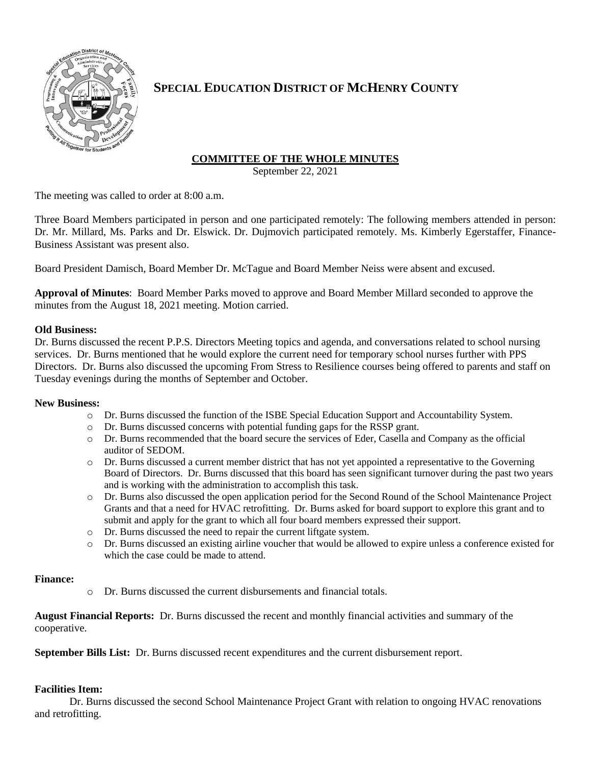# SPECIAL EDUCATION DISTRICT OF MCHENRY COUNTY

## COMMITTEE OF THE WHOLE MINUTES

September 22, 2021

The meeting was called to order at 8:00 a.m.

Three Board Members participated in person and one participated remotely: The following members attended in person: Dr. Mr. Millard, Ms. Parks and Dr. Elswick. Dr. Dujmovich participated remotely. Ms. Kimberly Egerstaffer, Finance-Business Assistant was present also.

Board President Damisch, Board Member Dr. McTague and Board Member Neiss were absent and excused.

**Approval of Minutes**: Board Member Parks moved to approve and Board Member Millard seconded to approve the minutes from the August 18, 2021 meeting. Motion carried.

**Old Business:**

Dr. Burns discussed the recent P.P.S. Directors Meeting topics and agenda, and conversations related to school nursing services. Dr. Burns mentioned that he would explore the current need for temporary school nurses further with PPS Directors. Dr. Burns also discussed the upcoming From Stress to Resilience courses being offered to parents and staff on Tuesday evenings during the months of September and October.

**New Business:**

- Dr. Burns discussed the function of the ISBE Special Education Support and Accountability System.
- Dr. Burns discussed concerns with potential funding gaps for the RSSP grant.
- Dr. Burns recommended that the board secure the services of Eder, Casella and Company as the official auditor of SEDOM.
- Dr. Burns discussed a current member district that has not yet appointed a representative to the Governing Board of Directors. Dr. Burns discussed that this board has seen significant turnover during the past two years and is working with the administration to accomplish this task.
- Dr. Burns also discussed the open application period for the Second Round of the School Maintenance Project Grants and that a need for HVAC retrofitting. Dr. Burns asked for board support to explore this grant and to submit and apply for the grant to which all four board members expressed their support.
- Dr. Burns discussed the need to repair the current liftgate system.
- Dr. Burns discussed an existing airline voucher that would be allowed to expire unless a conference existed for which the case could be made to attend.

**Finance:**

- Dr. Burns discussed the current disbursements and financial totals.

**August Financial Reports:** Dr. Burns discussed the recent and monthly financial activities and summary of the cooperative.

**September Bills List:** Dr. Burns discussed recent expenditures and the current disbursement report.

**Facilities Item:**

Dr. Burns discussed the second School Maintenance Project Grant with relation to ongoing HVAC renovations and retrofitting.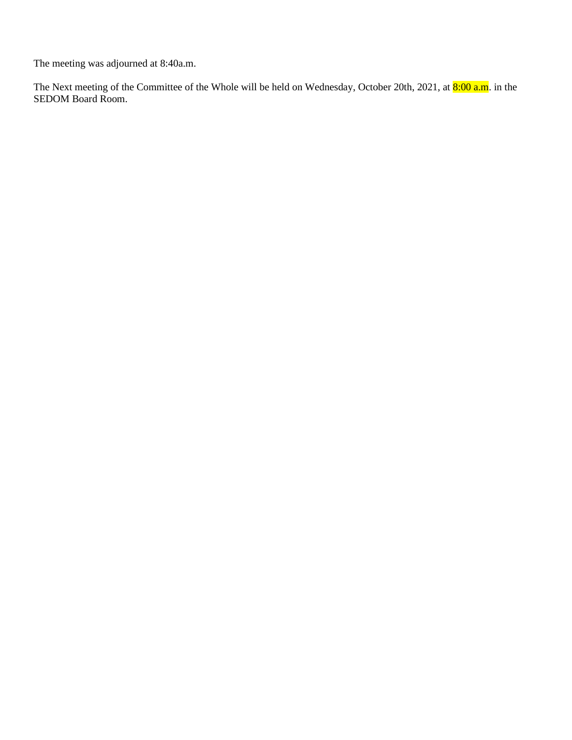The meeting was adjourned at 8:40a.m.

The Next meeting of the Committee of the Whole will be held on Wednesday, October 20th, 2021, at 8:00 a.m. in the SEDOM Board Room.